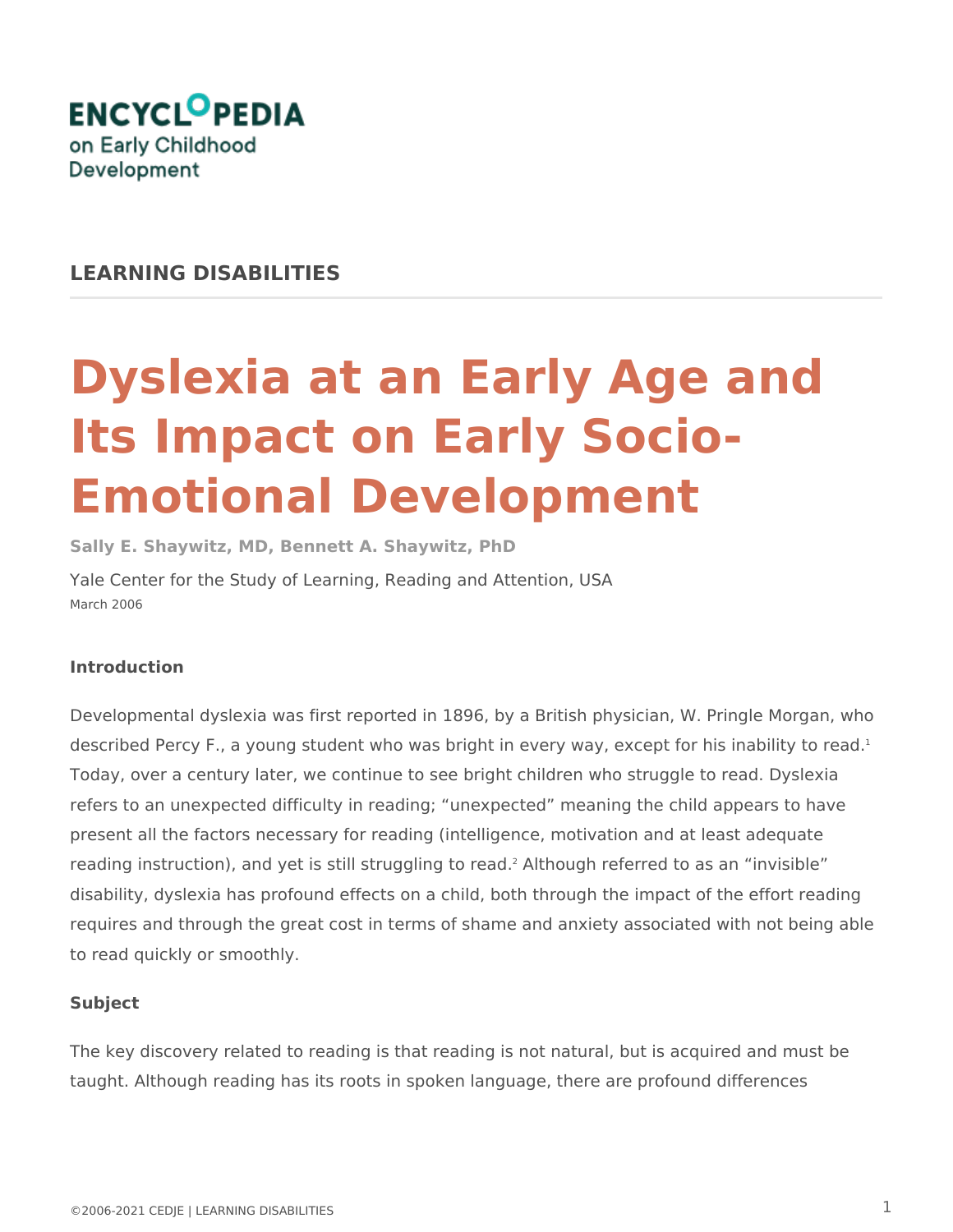**ENCYCLOPEDIA on Early Childhood Development**

## LEARNING DISABILITIES

# Dyslexia at an Early Age and Its Impact on Early Socio-Emotional Development

**Sally E. Shaywitz, MD, Bennett A. Shaywitz, PhD**

Yale Center for the Study of Learning, Reading and Attention, USA

March 2006

### Introduction

Developmental dyslexia was first reported in 1896, by a British physician, W. Pringle Morgan, who described Percy F., a young student who was bright in every way, except for his inability to read.[1] Today, over a century later, we continue to see bright children who struggle to read. Dyslexia refers to an unexpected difficulty in reading; "unexpected" meaning the child appears to have present all the factors necessary for reading (intelligence, motivation and at least adequate reading instruction), and yet is still struggling to read.[2] Although referred to as an "invisible" disability, dyslexia has profound effects on a child, both through the impact of the effort reading requires and through the great cost in terms of shame and anxiety associated with not being able to read quickly or smoothly.

### Subject

The key discovery related to reading is that reading is not natural, but is acquired and must be taught. Although reading has its roots in spoken language, there are profound differences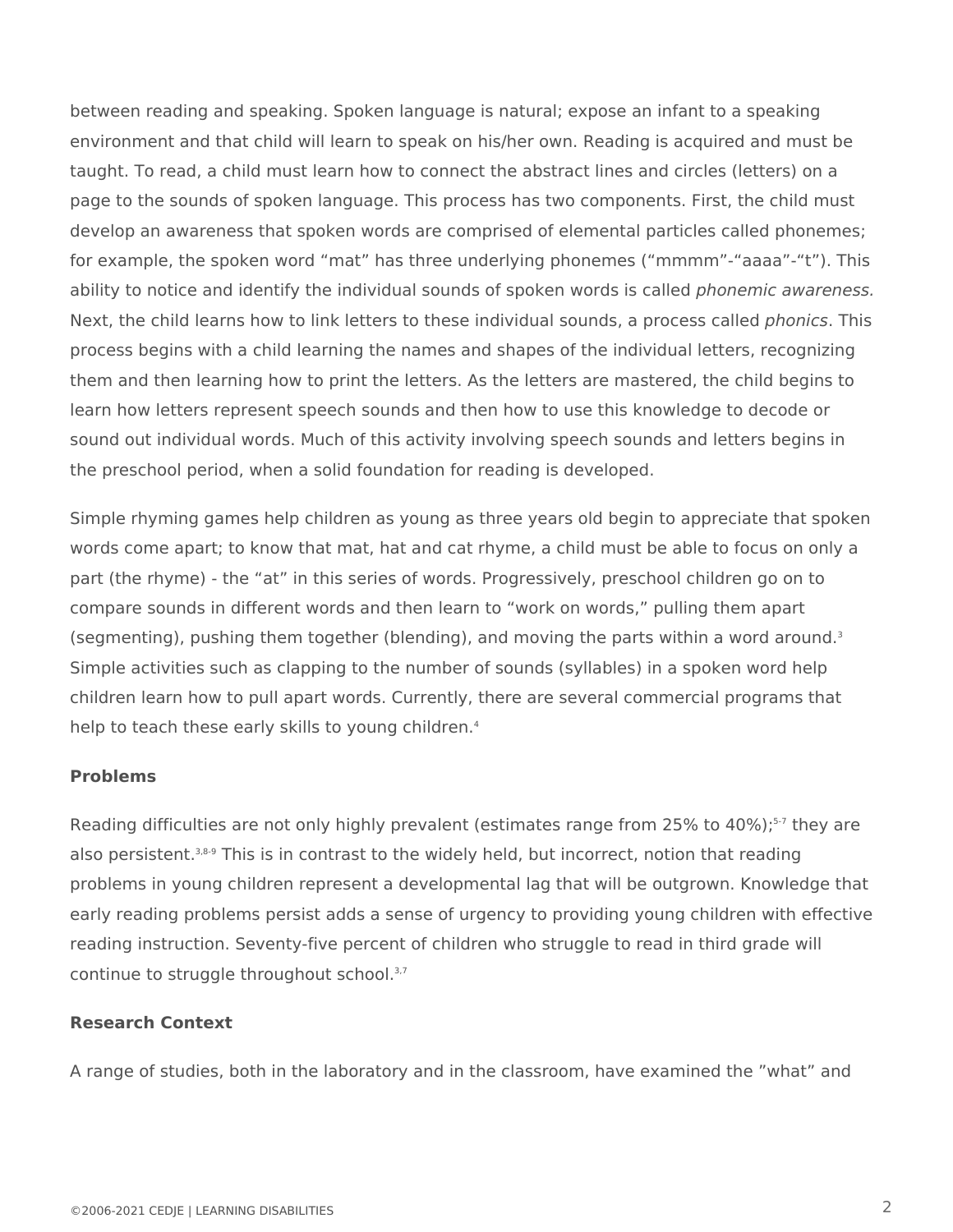between reading and speaking. Spoken language is natural; expose an infant to a speaking environment and that child will learn to speak on his/her own. Reading is acquired and must be taught. To read, a child must learn how to connect the abstract lines and circles (letters) on a page to the sounds of spoken language. This process has two components. First, the child must develop an awareness that spoken words are comprised of elemental particles called phonemes; for example, the spoken word "mat" has three underlying phonemes ("mmmm"-"aaaa"-"t"). This ability to notice and identify the individual sounds of spoken words is called *phonemic awareness.* Next, the child learns how to link letters to these individual sounds, a process called *phonics*. This process begins with a child learning the names and shapes of the individual letters, recognizing them and then learning how to print the letters. As the letters are mastered, the child begins to learn how letters represent speech sounds and then how to use this knowledge to decode or sound out individual words. Much of this activity involving speech sounds and letters begins in the preschool period, when a solid foundation for reading is developed.

Simple rhyming games help children as young as three years old begin to appreciate that spoken words come apart; to know that mat, hat and cat rhyme, a child must be able to focus on only a part (the rhyme) - the "at" in this series of words. Progressively, preschool children go on to compare sounds in different words and then learn to "work on words," pulling them apart (segmenting), pushing them together (blending), and moving the parts within a word around.[3] Simple activities such as clapping to the number of sounds (syllables) in a spoken word help children learn how to pull apart words. Currently, there are several commercial programs that help to teach these early skills to young children.[4]

**Problems**

Reading difficulties are not only highly prevalent (estimates range from 25% to 40%);[5-7] they are also persistent.[3,8-9] This is in contrast to the widely held, but incorrect, notion that reading problems in young children represent a developmental lag that will be outgrown. Knowledge that early reading problems persist adds a sense of urgency to providing young children with effective reading instruction. Seventy-five percent of children who struggle to read in third grade will continue to struggle throughout school.[3,7]

**Research Context**

A range of studies, both in the laboratory and in the classroom, have examined the "what" and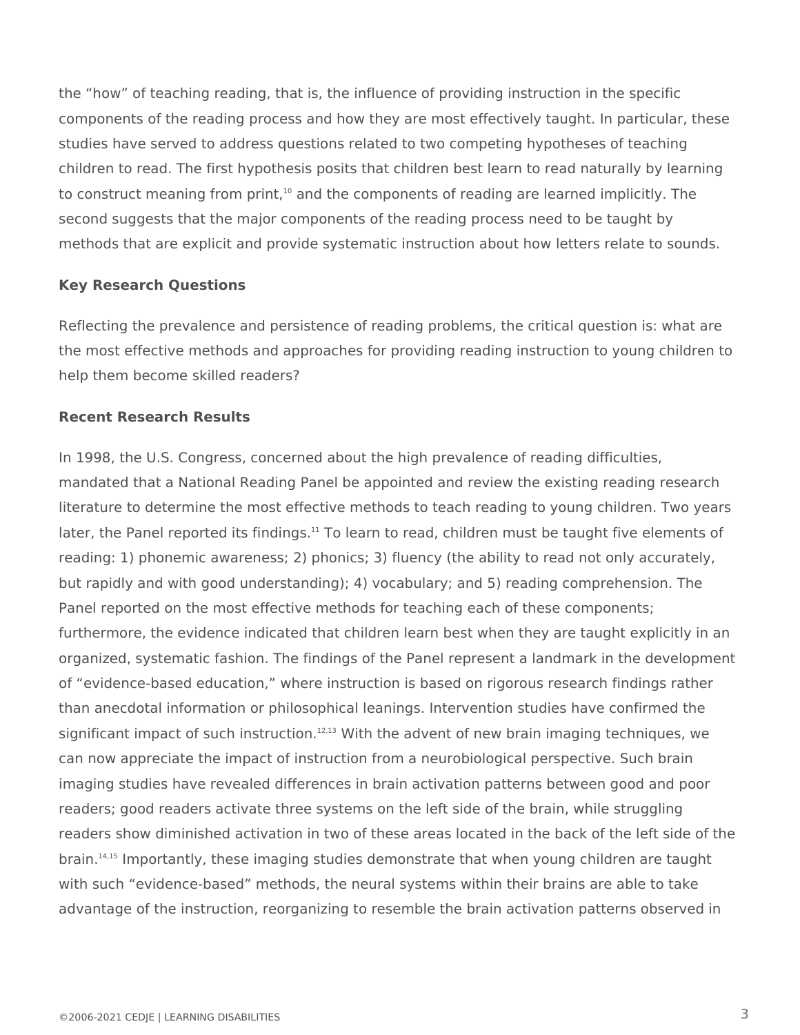the "how" of teaching reading, that is, the influence of providing instruction in the specific components of the reading process and how they are most effectively taught. In particular, these studies have served to address questions related to two competing hypotheses of teaching children to read. The first hypothesis posits that children best learn to read naturally by learning to construct meaning from print,[10] and the components of reading are learned implicitly. The second suggests that the major components of the reading process need to be taught by methods that are explicit and provide systematic instruction about how letters relate to sounds.

**Key Research Questions**

Reflecting the prevalence and persistence of reading problems, the critical question is: what are the most effective methods and approaches for providing reading instruction to young children to help them become skilled readers?

**Recent Research Results**

In 1998, the U.S. Congress, concerned about the high prevalence of reading difficulties, mandated that a National Reading Panel be appointed and review the existing reading research literature to determine the most effective methods to teach reading to young children. Two years later, the Panel reported its findings.[11] To learn to read, children must be taught five elements of reading: 1) phonemic awareness; 2) phonics; 3) fluency (the ability to read not only accurately, but rapidly and with good understanding); 4) vocabulary; and 5) reading comprehension. The Panel reported on the most effective methods for teaching each of these components; furthermore, the evidence indicated that children learn best when they are taught explicitly in an organized, systematic fashion. The findings of the Panel represent a landmark in the development of "evidence-based education," where instruction is based on rigorous research findings rather than anecdotal information or philosophical leanings. Intervention studies have confirmed the significant impact of such instruction.[12,13] With the advent of new brain imaging techniques, we can now appreciate the impact of instruction from a neurobiological perspective. Such brain imaging studies have revealed differences in brain activation patterns between good and poor readers; good readers activate three systems on the left side of the brain, while struggling readers show diminished activation in two of these areas located in the back of the left side of the brain.[14,15] Importantly, these imaging studies demonstrate that when young children are taught with such "evidence-based" methods, the neural systems within their brains are able to take advantage of the instruction, reorganizing to resemble the brain activation patterns observed in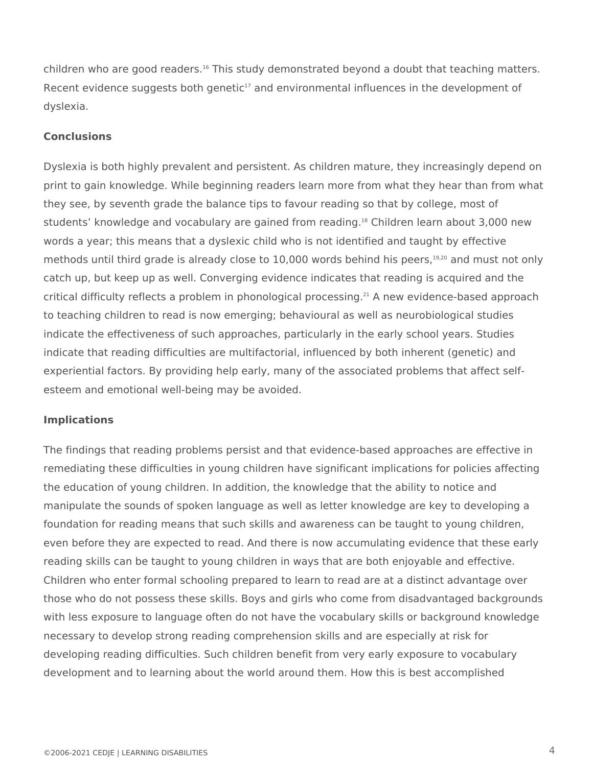children who are good readers.[16] This study demonstrated beyond a doubt that teaching matters. Recent evidence suggests both genetic[17] and environmental influences in the development of dyslexia.

**Conclusions**

Dyslexia is both highly prevalent and persistent. As children mature, they increasingly depend on print to gain knowledge. While beginning readers learn more from what they hear than from what they see, by seventh grade the balance tips to favour reading so that by college, most of students' knowledge and vocabulary are gained from reading.[18] Children learn about 3,000 new words a year; this means that a dyslexic child who is not identified and taught by effective methods until third grade is already close to 10,000 words behind his peers,[19,20] and must not only catch up, but keep up as well. Converging evidence indicates that reading is acquired and the critical difficulty reflects a problem in phonological processing.[21] A new evidence-based approach to teaching children to read is now emerging; behavioural as well as neurobiological studies indicate the effectiveness of such approaches, particularly in the early school years. Studies indicate that reading difficulties are multifactorial, influenced by both inherent (genetic) and experiential factors. By providing help early, many of the associated problems that affect self-esteem and emotional well-being may be avoided.

**Implications**

The findings that reading problems persist and that evidence-based approaches are effective in remediating these difficulties in young children have significant implications for policies affecting the education of young children. In addition, the knowledge that the ability to notice and manipulate the sounds of spoken language as well as letter knowledge are key to developing a foundation for reading means that such skills and awareness can be taught to young children, even before they are expected to read. And there is now accumulating evidence that these early reading skills can be taught to young children in ways that are both enjoyable and effective. Children who enter formal schooling prepared to learn to read are at a distinct advantage over those who do not possess these skills. Boys and girls who come from disadvantaged backgrounds with less exposure to language often do not have the vocabulary skills or background knowledge necessary to develop strong reading comprehension skills and are especially at risk for developing reading difficulties. Such children benefit from very early exposure to vocabulary development and to learning about the world around them. How this is best accomplished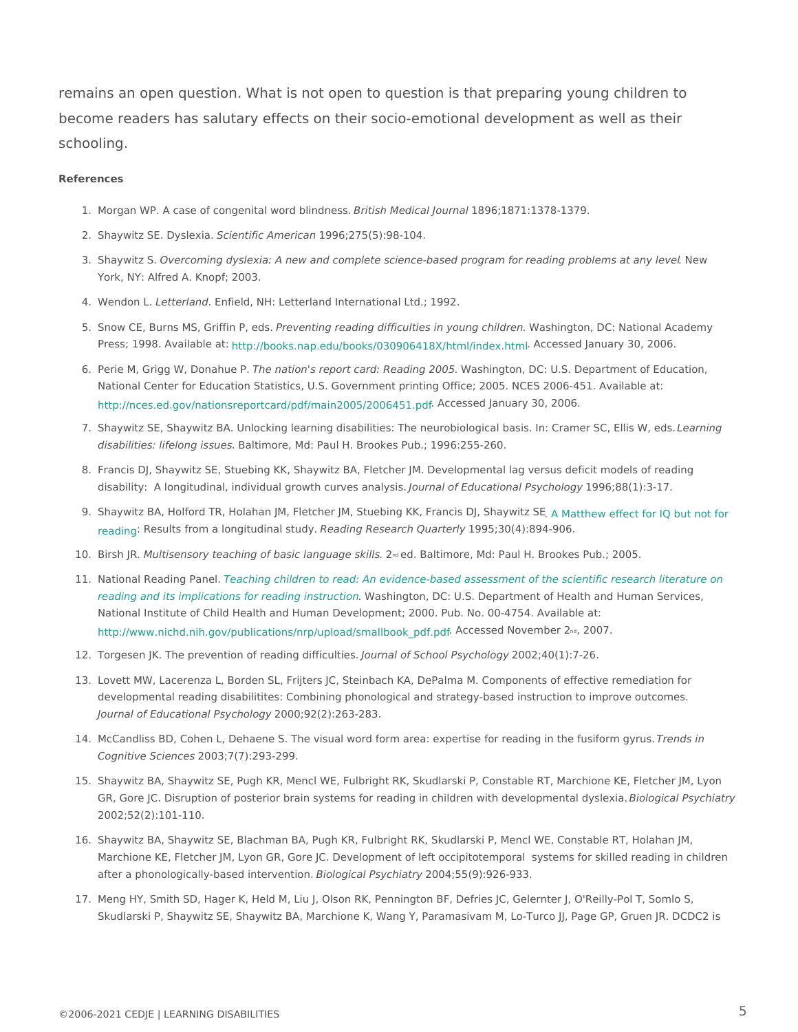remains an open question. What is not open to question is that preparing young children to become readers has salutary effects on their socio-emotional development as well as their schooling.

**References**

1. Morgan WP. A case of congenital word blindness. *British Medical Journal* 1896;1871:1378-1379.
2. Shaywitz SE. Dyslexia. *Scientific American* 1996;275(5):98-104.
3. Shaywitz S. *Overcoming dyslexia: A new and complete science-based program for reading problems at any level*. New York, NY: Alfred A. Knopf; 2003.
4. Wendon L. *Letterland*. Enfield, NH: Letterland International Ltd.; 1992.
5. Snow CE, Burns MS, Griffin P, eds. *Preventing reading difficulties in young children*. Washington, DC: National Academy Press; 1998. Available at: http://books.nap.edu/books/030906418X/html/index.html. Accessed January 30, 2006.
6. Perie M, Grigg W, Donahue P. *The nation's report card: Reading 2005*. Washington, DC: U.S. Department of Education, National Center for Education Statistics, U.S. Government printing Office; 2005. NCES 2006-451. Available at: http://nces.ed.gov/nationsreportcard/pdf/main2005/2006451.pdf. Accessed January 30, 2006.
7. Shaywitz SE, Shaywitz BA. Unlocking learning disabilities: The neurobiological basis. In: Cramer SC, Ellis W, eds. *Learning disabilities: lifelong issues*. Baltimore, Md: Paul H. Brookes Pub.; 1996:255-260.
8. Francis DJ, Shaywitz SE, Stuebing KK, Shaywitz BA, Fletcher JM. Developmental lag versus deficit models of reading disability: A longitudinal, individual growth curves analysis. *Journal of Educational Psychology* 1996;88(1):3-17.
9. Shaywitz BA, Holford TR, Holahan JM, Fletcher JM, Stuebing KK, Francis DJ, Shaywitz SE. A Matthew effect for IQ but not for reading: Results from a longitudinal study. *Reading Research Quarterly* 1995;30(4):894-906.
10. Birsh JR. *Multisensory teaching of basic language skills*. 2nd ed. Baltimore, Md: Paul H. Brookes Pub.; 2005.
11. National Reading Panel. *Teaching children to read: An evidence-based assessment of the scientific research literature on reading and its implications for reading instruction*. Washington, DC: U.S. Department of Health and Human Services, National Institute of Child Health and Human Development; 2000. Pub. No. 00-4754. Available at: http://www.nichd.nih.gov/publications/nrp/upload/smallbook_pdf.pdf. Accessed November 2nd, 2007.
12. Torgesen JK. The prevention of reading difficulties. *Journal of School Psychology* 2002;40(1):7-26.
13. Lovett MW, Lacerenza L, Borden SL, Frijters JC, Steinbach KA, DePalma M. Components of effective remediation for developmental reading disabilitites: Combining phonological and strategy-based instruction to improve outcomes. *Journal of Educational Psychology* 2000;92(2):263-283.
14. McCandliss BD, Cohen L, Dehaene S. The visual word form area: expertise for reading in the fusiform gyrus. *Trends in Cognitive Sciences* 2003;7(7):293-299.
15. Shaywitz BA, Shaywitz SE, Pugh KR, Mencl WE, Fulbright RK, Skudlarski P, Constable RT, Marchione KE, Fletcher JM, Lyon GR, Gore JC. Disruption of posterior brain systems for reading in children with developmental dyslexia. *Biological Psychiatry* 2002;52(2):101-110.
16. Shaywitz BA, Shaywitz SE, Blachman BA, Pugh KR, Fulbright RK, Skudlarski P, Mencl WE, Constable RT, Holahan JM, Marchione KE, Fletcher JM, Lyon GR, Gore JC. Development of left occipitotemporal systems for skilled reading in children after a phonologically-based intervention. *Biological Psychiatry* 2004;55(9):926-933.
17. Meng HY, Smith SD, Hager K, Held M, Liu J, Olson RK, Pennington BF, Defries JC, Gelernter J, O'Reilly-Pol T, Somlo S, Skudlarski P, Shaywitz SE, Shaywitz BA, Marchione K, Wang Y, Paramasivam M, Lo-Turco JJ, Page GP, Gruen JR. DCDC2 is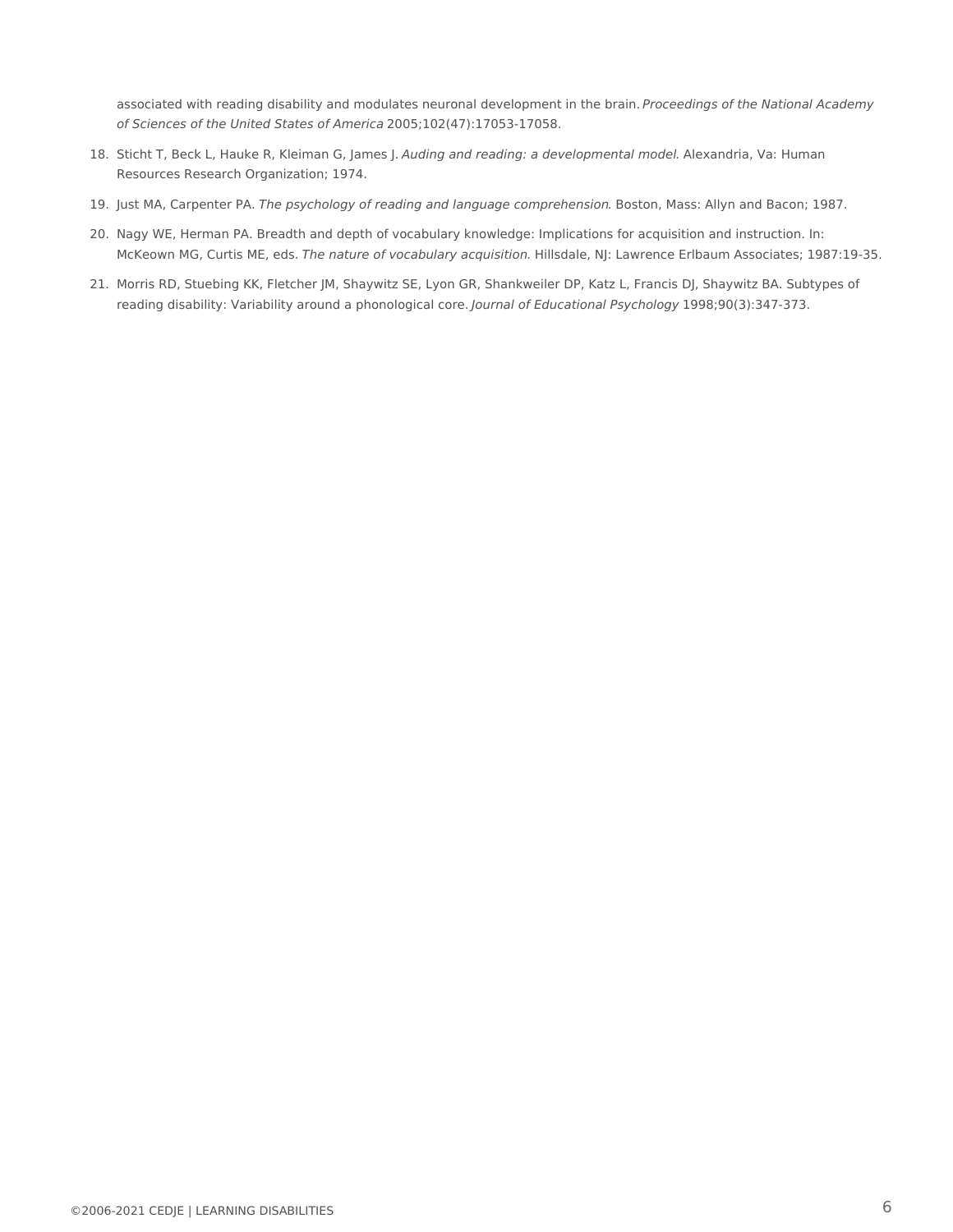associated with reading disability and modulates neuronal development in the brain. *Proceedings of the National Academy of Sciences of the United States of America* 2005;102(47):17053-17058.

18. Sticht T, Beck L, Hauke R, Kleiman G, James J. *Auding and reading: a developmental model*. Alexandria, Va: Human Resources Research Organization; 1974.
19. Just MA, Carpenter PA. *The psychology of reading and language comprehension*. Boston, Mass: Allyn and Bacon; 1987.
20. Nagy WE, Herman PA. Breadth and depth of vocabulary knowledge: Implications for acquisition and instruction. In: McKeown MG, Curtis ME, eds. *The nature of vocabulary acquisition*. Hillsdale, NJ: Lawrence Erlbaum Associates; 1987:19-35.
21. Morris RD, Stuebing KK, Fletcher JM, Shaywitz SE, Lyon GR, Shankweiler DP, Katz L, Francis DJ, Shaywitz BA. Subtypes of reading disability: Variability around a phonological core. *Journal of Educational Psychology* 1998;90(3):347-373.